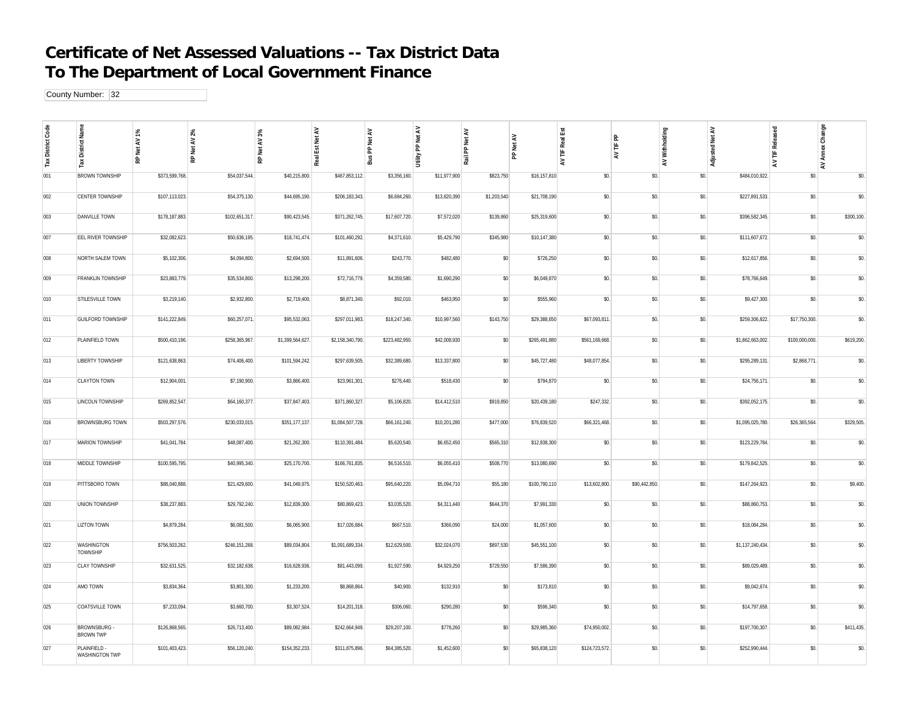# Certificate of Net Assessed Valuations -- Tax District Data
# To The Department of Local Government Finance

County Number: 32

| Tax District Code | Tax District Name | RP Net AV 1% | RP Net AV 2% | RP Net AV 3% | Real Est Net AV | Bus PP Net AV | Utility PP Net AV | Rail PP Net AV | PP Net AV | AV TIF Real Est | AV TIF PP | AV Withholding | Adjusted Net AV | AV TIF Released | AV Annex Change |
|---|---|---|---|---|---|---|---|---|---|---|---|---|---|---|---|
| 001 | BROWN TOWNSHIP | $373,599,768. | $54,037,544. | $40,215,800. | $467,853,112. | $3,356,160. | $11,977,900 | $823,750 | $16,157,810 | $0. | $0. | $0. | $484,010,922. | $0. | $0. |
| 002 | CENTER TOWNSHIP | $107,113,023. | $54,375,130. | $44,695,190. | $206,183,343. | $6,684,260. | $13,820,390 | $1,203,540 | $21,708,190 | $0. | $0. | $0. | $227,891,533. | $0. | $0. |
| 003 | DANVILLE TOWN | $178,187,883. | $102,651,317. | $90,423,545. | $371,262,745. | $17,607,720. | $7,572,020 | $139,860 | $25,319,600 | $0. | $0. | $0. | $396,582,345. | $0. | $300,100. |
| 007 | EEL RIVER TOWNSHIP | $32,082,623. | $50,636,195. | $18,741,474. | $101,460,292. | $4,371,610. | $5,429,790 | $345,980 | $10,147,380 | $0. | $0. | $0. | $111,607,672. | $0. | $0. |
| 008 | NORTH SALEM TOWN | $5,102,306. | $4,094,800. | $2,694,500. | $11,891,606. | $243,770. | $482,480 | $0 | $726,250 | $0. | $0. | $0. | $12,617,856. | $0. | $0. |
| 009 | FRANKLIN TOWNSHIP | $23,883,779. | $35,534,800. | $13,298,200. | $72,716,779. | $4,359,580. | $1,690,290 | $0 | $6,049,870 | $0. | $0. | $0. | $78,766,649. | $0. | $0. |
| 010 | STILESVILLE TOWN | $3,219,140. | $2,932,800. | $2,719,400. | $8,871,340. | $92,010. | $463,950 | $0 | $555,960 | $0. | $0. | $0. | $9,427,300. | $0. | $0. |
| 011 | GUILFORD TOWNSHIP | $141,222,849. | $60,257,071. | $95,532,063. | $297,011,983. | $18,247,340. | $10,997,560 | $143,750 | $29,388,650 | $67,093,811. | $0. | $0. | $259,306,822. | $17,750,300. | $0. |
| 012 | PLAINFIELD TOWN | $500,410,196. | $258,365,967. | $1,399,564,627. | $2,158,340,790. | $223,482,950. | $42,008,930 | $0 | $265,491,880 | $561,169,668. | $0. | $0. | $1,862,663,002. | $100,000,000. | $619,200. |
| 013 | LIBERTY TOWNSHIP | $121,638,863. | $74,406,400. | $101,594,242. | $297,639,505. | $32,389,680. | $13,337,800 | $0 | $45,727,480 | $48,077,854. | $0. | $0. | $295,289,131. | $2,868,771. | $0. |
| 014 | CLAYTON TOWN | $12,904,001. | $7,190,900. | $3,866,400. | $23,961,301. | $276,440. | $518,430 | $0 | $794,870 | $0. | $0. | $0. | $24,756,171. | $0. | $0. |
| 015 | LINCOLN TOWNSHIP | $269,852,547. | $64,160,377. | $37,847,403. | $371,860,327. | $5,106,820. | $14,412,510 | $919,850 | $20,439,180 | $247,332. | $0. | $0. | $392,052,175. | $0. | $0. |
| 016 | BROWNSBURG TOWN | $503,297,576. | $230,033,015. | $351,177,137. | $1,084,507,728. | $66,161,240. | $10,201,280 | $477,000 | $76,839,520 | $66,321,468. | $0. | $0. | $1,095,025,780. | $26,365,564. | $329,505. |
| 017 | MARION TOWNSHIP | $41,041,784. | $48,087,400. | $21,262,300. | $110,391,484. | $5,620,540. | $6,652,450 | $565,310 | $12,838,300 | $0. | $0. | $0. | $123,229,784. | $0. | $0. |
| 018 | MIDDLE TOWNSHIP | $100,595,795. | $40,995,340. | $25,170,700. | $166,761,835. | $6,516,510. | $6,055,410 | $508,770 | $13,080,690 | $0. | $0. | $0. | $179,842,525. | $0. | $0. |
| 019 | PITTSBORO TOWN | $88,040,888. | $21,429,600. | $41,049,975. | $150,520,463. | $95,640,220. | $5,094,710 | $55,180 | $100,790,110 | $13,602,800. | $90,442,850. | $0. | $147,264,923. | $0. | $9,400. |
| 020 | UNION TOWNSHIP | $38,237,883. | $29,792,240. | $12,839,300. | $80,869,423. | $3,035,520. | $4,311,440 | $644,370 | $7,991,330 | $0. | $0. | $0. | $88,860,753. | $0. | $0. |
| 021 | LIZTON TOWN | $4,879,284. | $6,081,500. | $6,065,900. | $17,026,684. | $667,510. | $366,090 | $24,000 | $1,057,600 | $0. | $0. | $0. | $18,084,284. | $0. | $0. |
| 022 | WASHINGTON TOWNSHIP | $756,503,262. | $246,151,268. | $89,034,804. | $1,091,689,334. | $12,629,500. | $32,024,070 | $897,530 | $45,551,100 | $0. | $0. | $0. | $1,137,240,434. | $0. | $0. |
| 023 | CLAY TOWNSHIP | $32,631,525. | $32,182,638. | $16,628,936. | $81,443,099. | $1,927,590. | $4,929,250 | $729,550 | $7,586,390 | $0. | $0. | $0. | $89,029,489. | $0. | $0. |
| 024 | AMO TOWN | $3,834,364. | $3,801,300. | $1,233,200. | $8,868,864. | $40,900. | $132,910 | $0 | $173,810 | $0. | $0. | $0. | $9,042,674. | $0. | $0. |
| 025 | COATSVILLE TOWN | $7,233,094. | $3,660,700. | $3,307,524. | $14,201,318. | $306,060. | $290,280 | $0 | $596,340 | $0. | $0. | $0. | $14,797,658. | $0. | $0. |
| 026 | BROWNSBURG - BROWN TWP | $126,868,565. | $26,713,400. | $89,082,984. | $242,664,949. | $29,207,100. | $778,260 | $0 | $29,985,360 | $74,950,002. | $0. | $0. | $197,700,307. | $0. | $411,435. |
| 027 | PLAINFIELD - WASHINGTON TWP | $101,403,423. | $56,120,240. | $154,352,233. | $311,875,896. | $64,385,520. | $1,452,600 | $0 | $65,838,120 | $124,723,572. | $0. | $0. | $252,990,444. | $0. | $0. |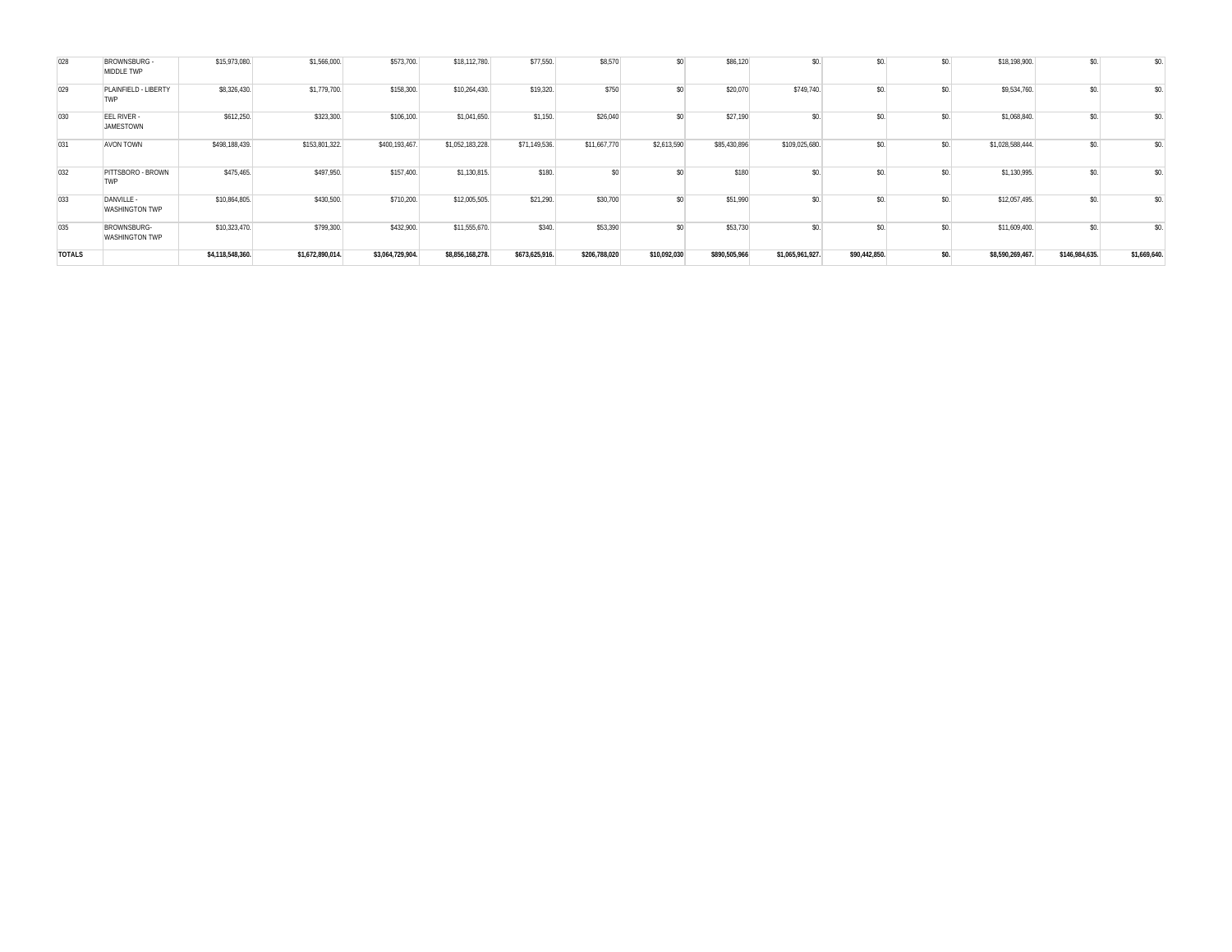| | | | | | | | | | | | | | | | |
|---|---|---|---|---|---|---|---|---|---|---|---|---|---|---|---|
| 028 | BROWNSBURG - MIDDLE TWP | $15,973,080. | $1,566,000. | $573,700. | $18,112,780. | $77,550. | $8,570 | $0 | $86,120 | $0. | $0. | $0. | $18,198,900. | $0. | $0. |
| 029 | PLAINFIELD - LIBERTY TWP | $8,326,430. | $1,779,700. | $158,300. | $10,264,430. | $19,320. | $750 | $0 | $20,070 | $749,740. | $0. | $0. | $9,534,760. | $0. | $0. |
| 030 | EEL RIVER - JAMESTOWN | $612,250. | $323,300. | $106,100. | $1,041,650. | $1,150. | $26,040 | $0 | $27,190 | $0. | $0. | $0. | $1,068,840. | $0. | $0. |
| 031 | AVON TOWN | $498,188,439. | $153,801,322. | $400,193,467. | $1,052,183,228. | $71,149,536. | $11,667,770 | $2,613,590 | $85,430,896 | $109,025,680. | $0. | $0. | $1,028,588,444. | $0. | $0. |
| 032 | PITTSBORO - BROWN TWP | $475,465. | $497,950. | $157,400. | $1,130,815. | $180. | $0 | $0 | $180 | $0. | $0. | $0. | $1,130,995. | $0. | $0. |
| 033 | DANVILLE - WASHINGTON TWP | $10,864,805. | $430,500. | $710,200. | $12,005,505. | $21,290. | $30,700 | $0 | $51,990 | $0. | $0. | $0. | $12,057,495. | $0. | $0. |
| 035 | BROWNSBURG-WASHINGTON TWP | $10,323,470. | $799,300. | $432,900. | $11,555,670. | $340. | $53,390 | $0 | $53,730 | $0. | $0. | $0. | $11,609,400. | $0. | $0. |
| **TOTALS** | | **$4,118,548,360.** | **$1,672,890,014.** | **$3,064,729,904.** | **$8,856,168,278.** | **$673,625,916.** | **$206,788,020** | **$10,092,030** | **$890,505,966** | **$1,065,961,927.** | **$90,442,850.** | **$0.** | **$8,590,269,467.** | **$146,984,635.** | **$1,669,640.** |